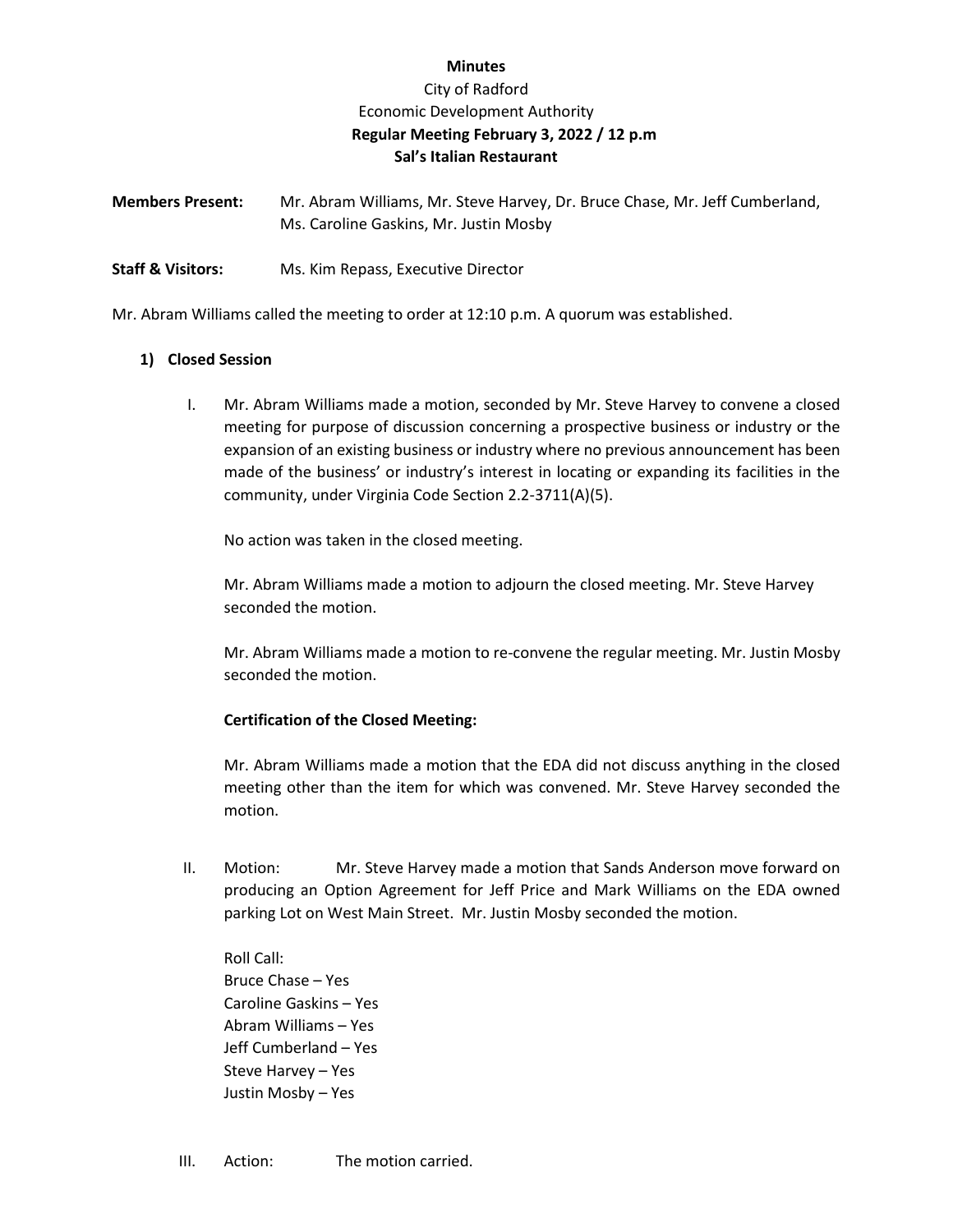**Minutes**

City of Radford

Economic Development Authority

**Regular Meeting February 3, 2022 / 12 p.m**

**Sal's Italian Restaurant**

**Members Present:** Mr. Abram Williams, Mr. Steve Harvey, Dr. Bruce Chase, Mr. Jeff Cumberland, Ms. Caroline Gaskins, Mr. Justin Mosby

**Staff & Visitors:** Ms. Kim Repass, Executive Director

Mr. Abram Williams called the meeting to order at 12:10 p.m. A quorum was established.

**1) Closed Session**

I. Mr. Abram Williams made a motion, seconded by Mr. Steve Harvey to convene a closed meeting for purpose of discussion concerning a prospective business or industry or the expansion of an existing business or industry where no previous announcement has been made of the business' or industry's interest in locating or expanding its facilities in the community, under Virginia Code Section 2.2-3711(A)(5).

No action was taken in the closed meeting.

Mr. Abram Williams made a motion to adjourn the closed meeting. Mr. Steve Harvey seconded the motion.

Mr. Abram Williams made a motion to re-convene the regular meeting. Mr. Justin Mosby seconded the motion.

**Certification of the Closed Meeting:**

Mr. Abram Williams made a motion that the EDA did not discuss anything in the closed meeting other than the item for which was convened. Mr. Steve Harvey seconded the motion.

II. Motion: Mr. Steve Harvey made a motion that Sands Anderson move forward on producing an Option Agreement for Jeff Price and Mark Williams on the EDA owned parking Lot on West Main Street. Mr. Justin Mosby seconded the motion.

Roll Call:
Bruce Chase – Yes
Caroline Gaskins – Yes
Abram Williams – Yes
Jeff Cumberland – Yes
Steve Harvey – Yes
Justin Mosby – Yes

III. Action: The motion carried.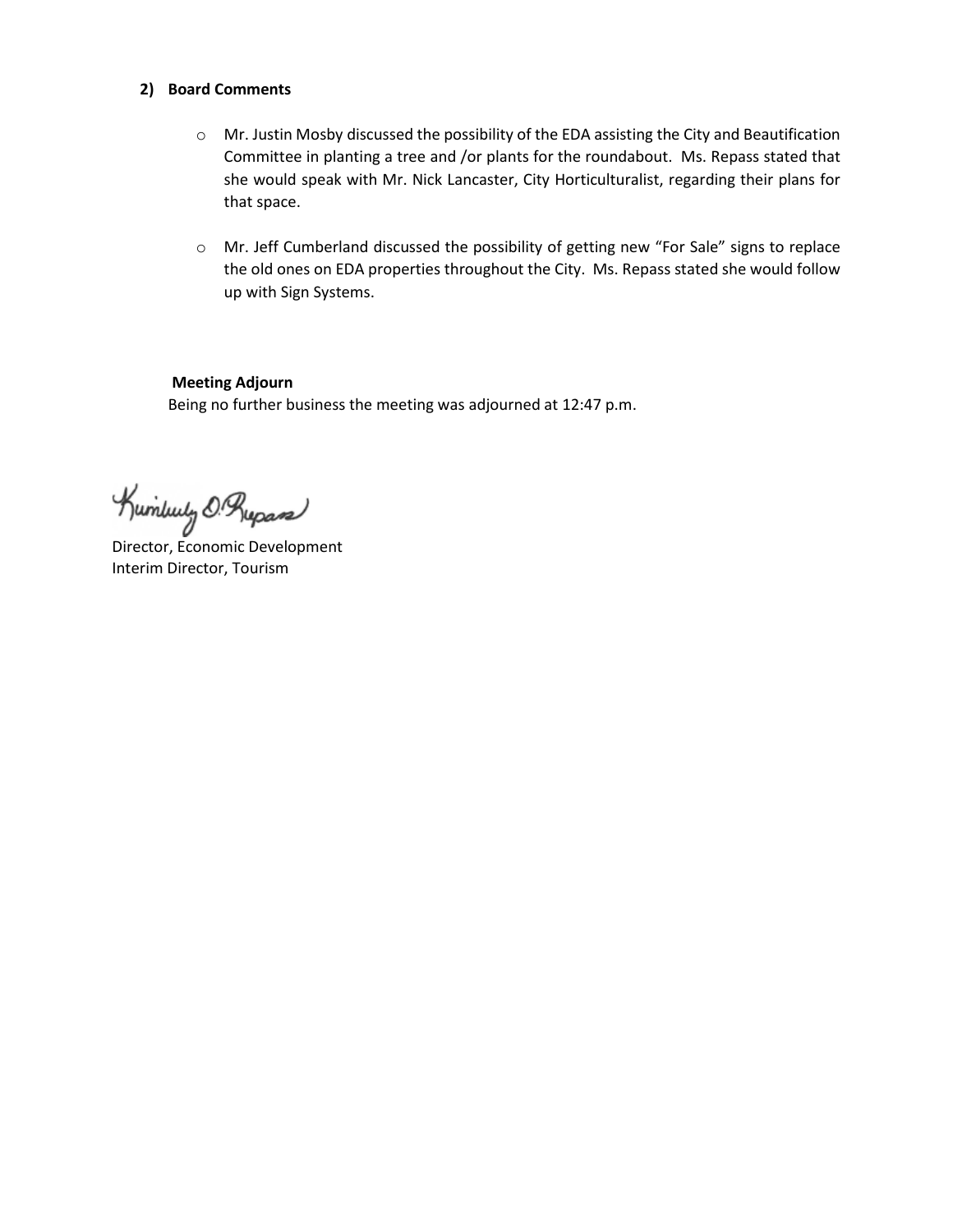**2) Board Comments**

- Mr. Justin Mosby discussed the possibility of the EDA assisting the City and Beautification Committee in planting a tree and /or plants for the roundabout. Ms. Repass stated that she would speak with Mr. Nick Lancaster, City Horticulturalist, regarding their plans for that space.

- Mr. Jeff Cumberland discussed the possibility of getting new "For Sale" signs to replace the old ones on EDA properties throughout the City. Ms. Repass stated she would follow up with Sign Systems.

**Meeting Adjourn**

Being no further business the meeting was adjourned at 12:47 p.m.

Kimberly D. Repass

Director, Economic Development
Interim Director, Tourism